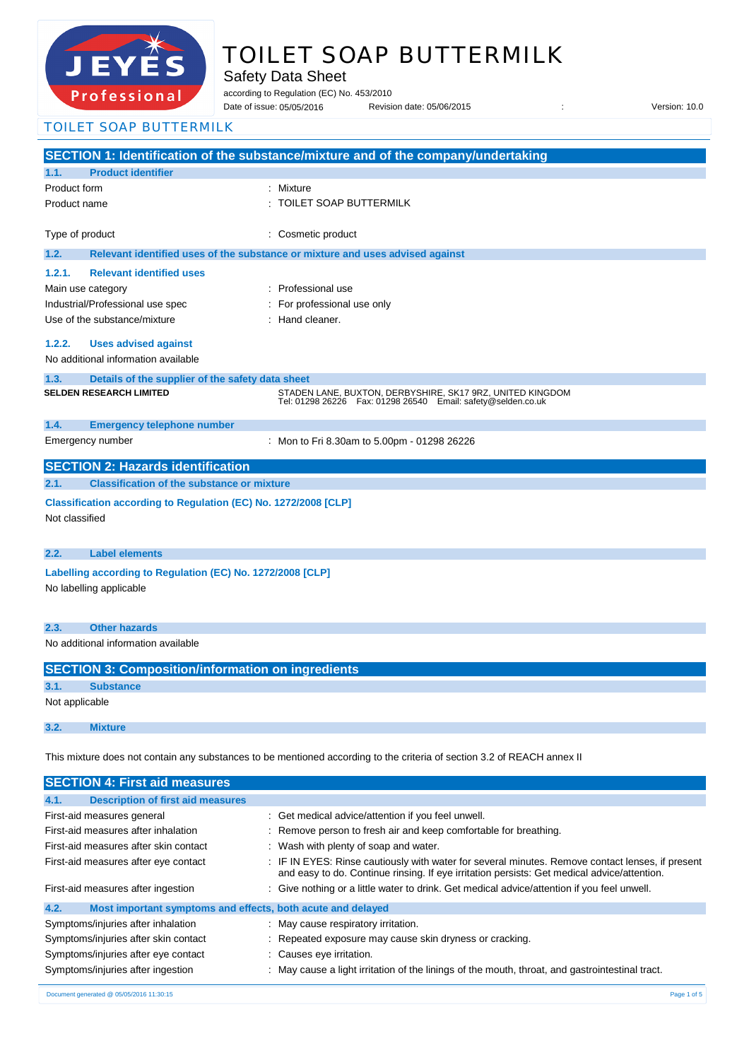# TOILET SOAP BUTTERMILK

Safety Data Sheet

according to Regulation (EC) No. 453/2010

Date of issue: 05/05/2016 Revision date: 05/06/2015 : Version: 10.0

TOILET SOAP BUTTERMILK

## SECTION 1: Identification of the substance/mixture and of the company/undertaking

### 1.1. Product identifier

| | |
|---|---|
| Product form | : Mixture |
| Product name | : TOILET SOAP BUTTERMILK |
| Type of product | : Cosmetic product |

### 1.2. Relevant identified uses of the substance or mixture and uses advised against

#### 1.2.1. Relevant identified uses

| | |
|---|---|
| Main use category | : Professional use |
| Industrial/Professional use spec | : For professional use only |
| Use of the substance/mixture | : Hand cleaner. |

#### 1.2.2. Uses advised against

No additional information available

### 1.3. Details of the supplier of the safety data sheet

**SELDEN RESEARCH LIMITED**

STADEN LANE, BUXTON, DERBYSHIRE, SK17 9RZ, UNITED KINGDOM
Tel: 01298 26226 Fax: 01298 26540 Email: safety@selden.co.uk

### 1.4. Emergency telephone number

| | |
|---|---|
| Emergency number | : Mon to Fri 8.30am to 5.00pm - 01298 26226 |

## SECTION 2: Hazards identification

### 2.1. Classification of the substance or mixture

**Classification according to Regulation (EC) No. 1272/2008 [CLP]**

Not classified

### 2.2. Label elements

**Labelling according to Regulation (EC) No. 1272/2008 [CLP]**

No labelling applicable

### 2.3. Other hazards

No additional information available

## SECTION 3: Composition/information on ingredients

### 3.1. Substance

Not applicable

### 3.2. Mixture

This mixture does not contain any substances to be mentioned according to the criteria of section 3.2 of REACH annex II

## SECTION 4: First aid measures

### 4.1. Description of first aid measures

| | |
|---|---|
| First-aid measures general | : Get medical advice/attention if you feel unwell. |
| First-aid measures after inhalation | : Remove person to fresh air and keep comfortable for breathing. |
| First-aid measures after skin contact | : Wash with plenty of soap and water. |
| First-aid measures after eye contact | : IF IN EYES: Rinse cautiously with water for several minutes. Remove contact lenses, if present and easy to do. Continue rinsing. If eye irritation persists: Get medical advice/attention. |
| First-aid measures after ingestion | : Give nothing or a little water to drink. Get medical advice/attention if you feel unwell. |

### 4.2. Most important symptoms and effects, both acute and delayed

| | |
|---|---|
| Symptoms/injuries after inhalation | : May cause respiratory irritation. |
| Symptoms/injuries after skin contact | : Repeated exposure may cause skin dryness or cracking. |
| Symptoms/injuries after eye contact | : Causes eye irritation. |
| Symptoms/injuries after ingestion | : May cause a light irritation of the linings of the mouth, throat, and gastrointestinal tract. |

Document generated @ 05/05/2016 11:30:15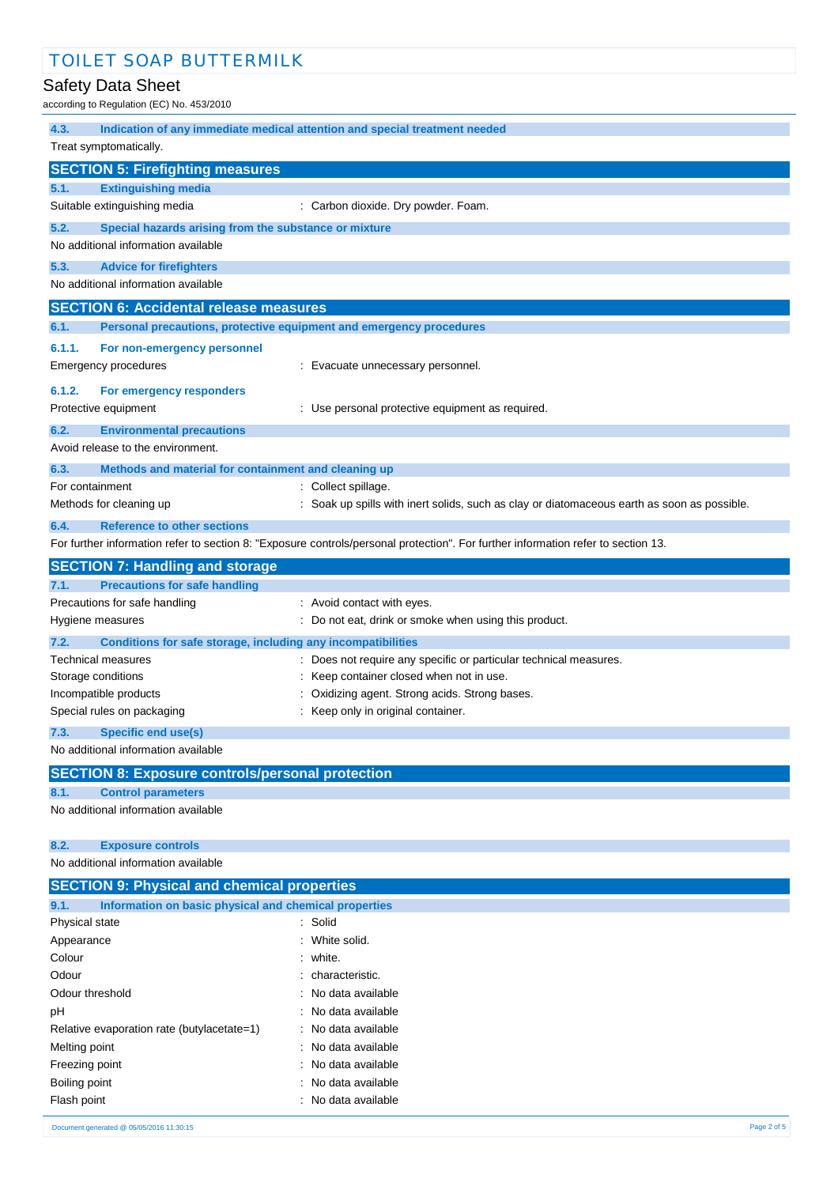### 4.3. Indication of any immediate medical attention and special treatment needed

Treat symptomatically.

## SECTION 5: Firefighting measures

### 5.1. Extinguishing media

Suitable extinguishing media : Carbon dioxide. Dry powder. Foam.

### 5.2. Special hazards arising from the substance or mixture

No additional information available

### 5.3. Advice for firefighters

No additional information available

## SECTION 6: Accidental release measures

### 6.1. Personal precautions, protective equipment and emergency procedures

#### 6.1.1. For non-emergency personnel

Emergency procedures : Evacuate unnecessary personnel.

#### 6.1.2. For emergency responders

Protective equipment : Use personal protective equipment as required.

### 6.2. Environmental precautions

Avoid release to the environment.

### 6.3. Methods and material for containment and cleaning up

For containment : Collect spillage.

Methods for cleaning up : Soak up spills with inert solids, such as clay or diatomaceous earth as soon as possible.

### 6.4. Reference to other sections

For further information refer to section 8: "Exposure controls/personal protection". For further information refer to section 13.

## SECTION 7: Handling and storage

### 7.1. Precautions for safe handling

Precautions for safe handling : Avoid contact with eyes.

Hygiene measures : Do not eat, drink or smoke when using this product.

### 7.2. Conditions for safe storage, including any incompatibilities

Technical measures : Does not require any specific or particular technical measures.

Storage conditions : Keep container closed when not in use.

Incompatible products : Oxidizing agent. Strong acids. Strong bases.

Special rules on packaging : Keep only in original container.

### 7.3. Specific end use(s)

No additional information available

## SECTION 8: Exposure controls/personal protection

### 8.1. Control parameters

No additional information available

### 8.2. Exposure controls

No additional information available

## SECTION 9: Physical and chemical properties

### 9.1. Information on basic physical and chemical properties

Physical state : Solid

Appearance : White solid.

Colour : white.

Odour : characteristic.

Odour threshold : No data available

pH : No data available

Relative evaporation rate (butylacetate=1) : No data available

Melting point : No data available

Freezing point : No data available

Boiling point : No data available

Flash point : No data available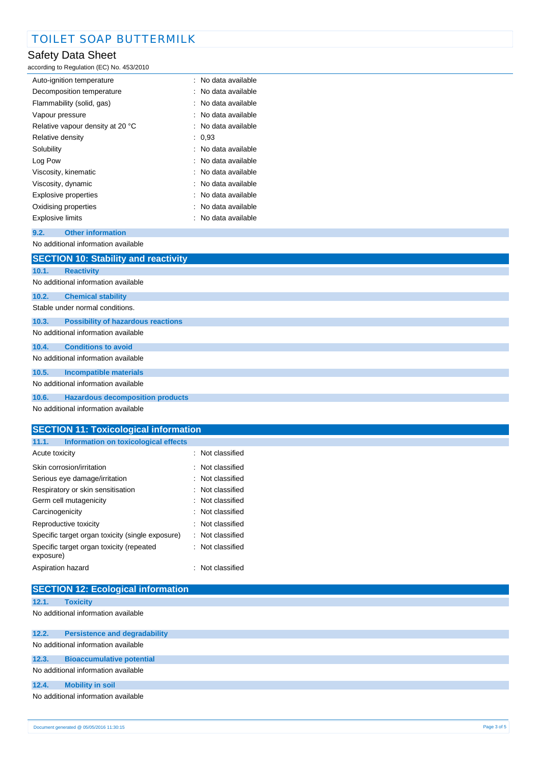| Property | Value |
|---|---|
| Auto-ignition temperature | : No data available |
| Decomposition temperature | : No data available |
| Flammability (solid, gas) | : No data available |
| Vapour pressure | : No data available |
| Relative vapour density at 20 °C | : No data available |
| Relative density | : 0,93 |
| Solubility | : No data available |
| Log Pow | : No data available |
| Viscosity, kinematic | : No data available |
| Viscosity, dynamic | : No data available |
| Explosive properties | : No data available |
| Oxidising properties | : No data available |
| Explosive limits | : No data available |

### 9.2. Other information

No additional information available

## SECTION 10: Stability and reactivity

### 10.1. Reactivity

No additional information available

### 10.2. Chemical stability

Stable under normal conditions.

### 10.3. Possibility of hazardous reactions

No additional information available

### 10.4. Conditions to avoid

No additional information available

### 10.5. Incompatible materials

No additional information available

### 10.6. Hazardous decomposition products

No additional information available

## SECTION 11: Toxicological information

### 11.1. Information on toxicological effects

| Effect | Classification |
|---|---|
| Acute toxicity | : Not classified |
| Skin corrosion/irritation | : Not classified |
| Serious eye damage/irritation | : Not classified |
| Respiratory or skin sensitisation | : Not classified |
| Germ cell mutagenicity | : Not classified |
| Carcinogenicity | : Not classified |
| Reproductive toxicity | : Not classified |
| Specific target organ toxicity (single exposure) | : Not classified |
| Specific target organ toxicity (repeated exposure) | : Not classified |
| Aspiration hazard | : Not classified |

## SECTION 12: Ecological information

### 12.1. Toxicity

No additional information available

### 12.2. Persistence and degradability

No additional information available

### 12.3. Bioaccumulative potential

No additional information available

### 12.4. Mobility in soil

No additional information available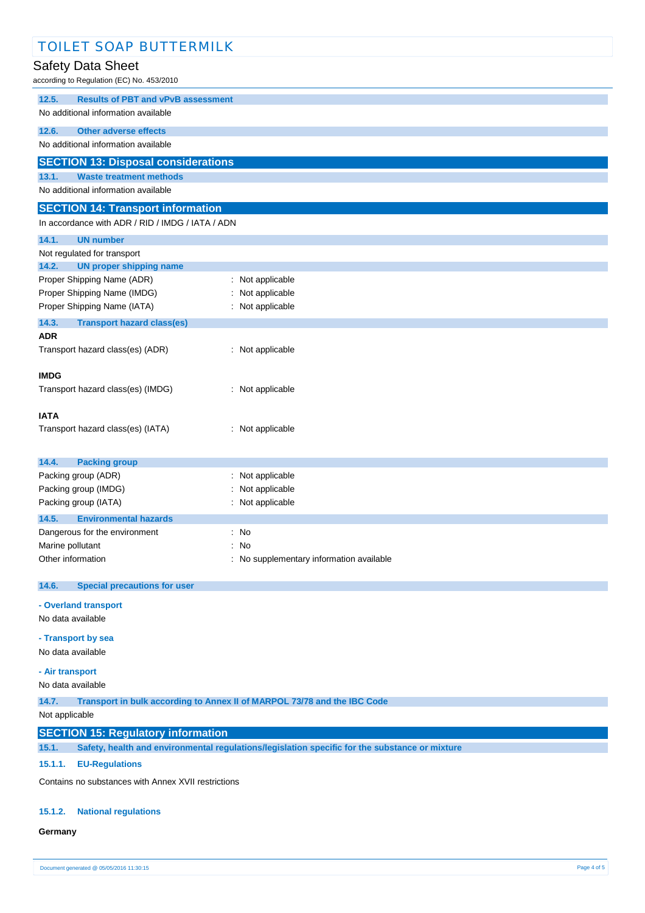#### 12.5. Results of PBT and vPvB assessment

No additional information available

#### 12.6. Other adverse effects

No additional information available

## SECTION 13: Disposal considerations

#### 13.1. Waste treatment methods

No additional information available

## SECTION 14: Transport information

In accordance with ADR / RID / IMDG / IATA / ADN

#### 14.1. UN number

Not regulated for transport

#### 14.2. UN proper shipping name

Proper Shipping Name (ADR) : Not applicable
Proper Shipping Name (IMDG) : Not applicable
Proper Shipping Name (IATA) : Not applicable

#### 14.3. Transport hazard class(es)

**ADR**

Transport hazard class(es) (ADR) : Not applicable

**IMDG**

Transport hazard class(es) (IMDG) : Not applicable

**IATA**

Transport hazard class(es) (IATA) : Not applicable

#### 14.4. Packing group

Packing group (ADR) : Not applicable
Packing group (IMDG) : Not applicable
Packing group (IATA) : Not applicable

#### 14.5. Environmental hazards

Dangerous for the environment : No
Marine pollutant : No
Other information : No supplementary information available

#### 14.6. Special precautions for user

**- Overland transport**

No data available

**- Transport by sea**

No data available

**- Air transport**

No data available

#### 14.7. Transport in bulk according to Annex II of MARPOL 73/78 and the IBC Code

Not applicable

## SECTION 15: Regulatory information

#### 15.1. Safety, health and environmental regulations/legislation specific for the substance or mixture

##### 15.1.1. EU-Regulations

Contains no substances with Annex XVII restrictions

##### 15.1.2. National regulations

**Germany**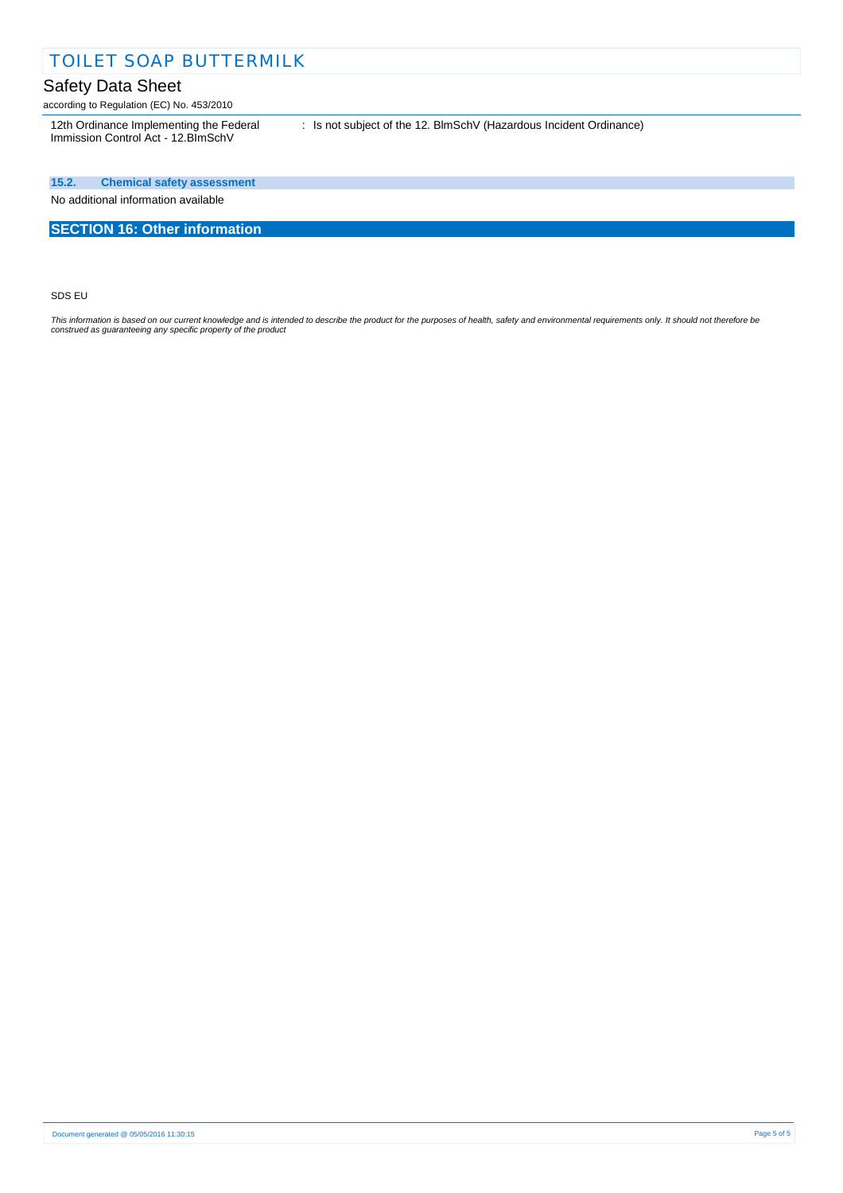12th Ordinance Implementing the Federal Immission Control Act - 12.BImSchV : Is not subject of the 12. BlmSchV (Hazardous Incident Ordinance)

### 15.2. Chemical safety assessment

No additional information available

## SECTION 16: Other information

SDS EU

*This information is based on our current knowledge and is intended to describe the product for the purposes of health, safety and environmental requirements only. It should not therefore be construed as guaranteeing any specific property of the product*